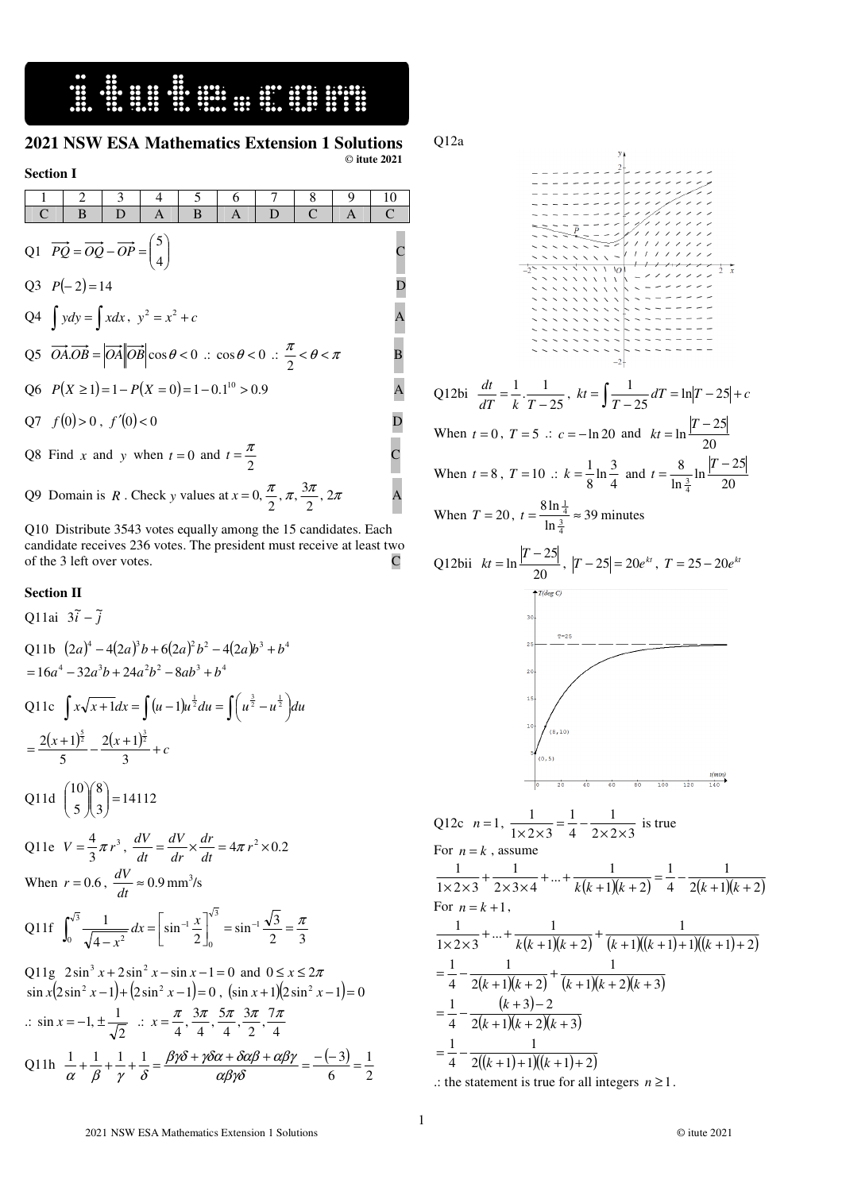# 2021 NSW ESA Mathematics Extension 1 Solutions

© itute 2021

## Section I

| 1 | 2 | 3 | 4 | 5 | 6 | 7 | 8 | 9 | 10 |
|---|---|---|---|---|---|---|---|---|---|
| C | B | D | A | B | A | D | C | A | C |

Q1 $\overrightarrow{PQ} = \overrightarrow{OQ} - \overrightarrow{OP} = \begin{pmatrix} 5 \\ 4 \end{pmatrix}$ C

Q3 $P(-2) = 14$ D

Q4 $\int y\,dy = \int x\,dx$, $y^2 = x^2 + c$ A

Q5 $\overrightarrow{OA}.\overrightarrow{OB} = \left|\overrightarrow{OA}\right|\left|\overrightarrow{OB}\right|\cos\theta < 0$ .: $\cos\theta < 0$ .: $\frac{\pi}{2} < \theta < \pi$ B

Q6 $P(X \ge 1) = 1 - P(X = 0) = 1 - 0.1^{10} > 0.9$ A

Q7 $f(0) > 0$, $f'(0) < 0$ D

Q8 Find $x$ and $y$ when $t = 0$ and $t = \frac{\pi}{2}$ C

Q9 Domain is $R$. Check $y$ values at $x = 0, \frac{\pi}{2}, \pi, \frac{3\pi}{2}, 2\pi$ A

Q10 Distribute 3543 votes equally among the 15 candidates. Each candidate receives 236 votes. The president must receive at least two of the 3 left over votes. C

## Section II

Q11ai $3\tilde{i} - \tilde{j}$

Q11b $(2a)^4 - 4(2a)^3 b + 6(2a)^2 b^2 - 4(2a)b^3 + b^4$
$= 16a^4 - 32a^3 b + 24a^2 b^2 - 8ab^3 + b^4$

Q11c $\int x\sqrt{x+1}\,dx = \int (u-1)u^{\frac{1}{2}}\,du = \int \left(u^{\frac{3}{2}} - u^{\frac{1}{2}}\right)du$
$= \frac{2(x+1)^{\frac{5}{2}}}{5} - \frac{2(x+1)^{\frac{3}{2}}}{3} + c$

Q11d $\binom{10}{5}\binom{8}{3} = 14112$

Q11e $V = \frac{4}{3}\pi r^3$, $\frac{dV}{dt} = \frac{dV}{dr} \times \frac{dr}{dt} = 4\pi r^2 \times 0.2$

When $r = 0.6$, $\frac{dV}{dt} \approx 0.9$ mm$^3$/s

Q11f $\int_0^{\sqrt{3}} \frac{1}{\sqrt{4 - x^2}}\,dx = \left[\sin^{-1}\frac{x}{2}\right]_0^{\sqrt{3}} = \sin^{-1}\frac{\sqrt{3}}{2} = \frac{\pi}{3}$

Q11g $2\sin^3 x + 2\sin^2 x - \sin x - 1 = 0$ and $0 \le x \le 2\pi$
$\sin x\left(2\sin^2 x - 1\right) + \left(2\sin^2 x - 1\right) = 0$, $(\sin x + 1)\left(2\sin^2 x - 1\right) = 0$
.: $\sin x = -1, \pm\frac{1}{\sqrt{2}}$ .: $x = \frac{\pi}{4}, \frac{3\pi}{4}, \frac{5\pi}{4}, \frac{3\pi}{2}, \frac{7\pi}{4}$

Q11h $\frac{1}{\alpha} + \frac{1}{\beta} + \frac{1}{\gamma} + \frac{1}{\delta} = \frac{\beta\gamma\delta + \gamma\delta\alpha + \delta\alpha\beta + \alpha\beta\gamma}{\alpha\beta\gamma\delta} = \frac{-(-3)}{6} = \frac{1}{2}$

Q12a

Q12bi $\frac{dt}{dT} = \frac{1}{k}.\frac{1}{T - 25}$, $kt = \int \frac{1}{T - 25}\,dT = \ln|T - 25| + c$

When $t = 0$, $T = 5$ .: $c = -\ln 20$ and $kt = \ln\frac{|T - 25|}{20}$

When $t = 8$, $T = 10$ .: $k = \frac{1}{8}\ln\frac{3}{4}$ and $t = \frac{8}{\ln\frac{3}{4}}\ln\frac{|T - 25|}{20}$

When $T = 20$, $t = \frac{8\ln\frac{1}{4}}{\ln\frac{3}{4}} \approx 39$ minutes

Q12bii $kt = \ln\frac{|T - 25|}{20}$, $|T - 25| = 20e^{kt}$, $T = 25 - 20e^{kt}$

Q12c $n = 1$, $\frac{1}{1 \times 2 \times 3} = \frac{1}{4} - \frac{1}{2 \times 2 \times 3}$ is true

For $n = k$, assume

$$\frac{1}{1 \times 2 \times 3} + \frac{1}{2 \times 3 \times 4} + ... + \frac{1}{k(k+1)(k+2)} = \frac{1}{4} - \frac{1}{2(k+1)(k+2)}$$

For $n = k + 1$,

$$\frac{1}{1 \times 2 \times 3} + ... + \frac{1}{k(k+1)(k+2)} + \frac{1}{(k+1)((k+1)+1)((k+1)+2)}$$

$$= \frac{1}{4} - \frac{1}{2(k+1)(k+2)} + \frac{1}{(k+1)(k+2)(k+3)}$$

$$= \frac{1}{4} - \frac{(k+3) - 2}{2(k+1)(k+2)(k+3)}$$

$$= \frac{1}{4} - \frac{1}{2((k+1)+1)((k+1)+2)}$$

.: the statement is true for all integers $n \ge 1$.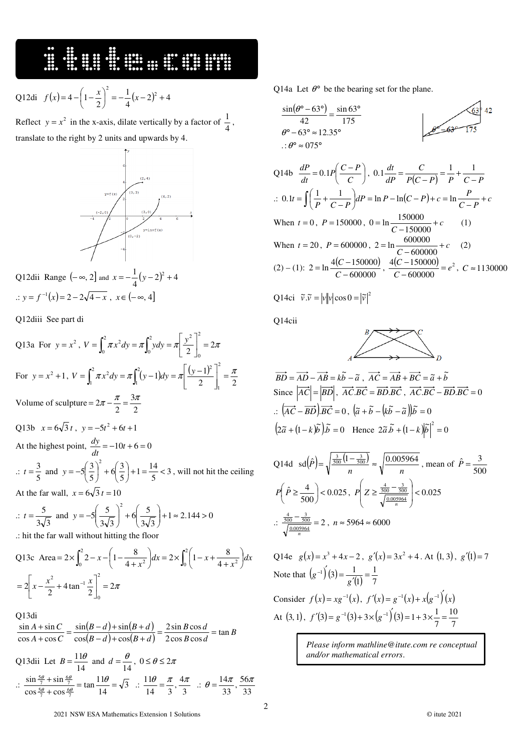Q12di $f(x) = 4 - \left(1 - \frac{x}{2}\right)^2 = -\frac{1}{4}(x-2)^2 + 4$

Reflect $y = x^2$ in the x-axis, dilate vertically by a factor of $\frac{1}{4}$, translate to the right by 2 units and upwards by 4.

y=f(x)

(2,4)

(0,3)

(4,2)

(-2,0)

(3,0)

(0,-2)

y=invf(x)

Q12dii Range $(-\infty, 2]$ and $x = -\frac{1}{4}(y-2)^2 + 4$

$\therefore y = f^{-1}(x) = 2 - 2\sqrt{4-x}$, $x \in (-\infty, 4]$

Q12diii See part di

Q13a For $y = x^2$, $V = \int_0^2 \pi x^2 dy = \pi \int_0^2 y\,dy = \pi\left[\frac{y^2}{2}\right]_0^2 = 2\pi$

For $y = x^2 + 1$, $V = \int_1^2 \pi x^2 dy = \pi \int_1^2 (y-1)dy = \pi\left[\frac{(y-1)^2}{2}\right]_1^2 = \frac{\pi}{2}$

Volume of sculpture $= 2\pi - \frac{\pi}{2} = \frac{3\pi}{2}$

Q13b $x = 6\sqrt{3}\,t$, $y = -5t^2 + 6t + 1$

At the highest point, $\frac{dy}{dt} = -10t + 6 = 0$

$\therefore t = \frac{3}{5}$ and $y = -5\left(\frac{3}{5}\right)^2 + 6\left(\frac{3}{5}\right) + 1 = \frac{14}{5} < 3$, will not hit the ceiling

At the far wall, $x = 6\sqrt{3}\,t = 10$

$\therefore t = \frac{5}{3\sqrt{3}}$ and $y = -5\left(\frac{5}{3\sqrt{3}}\right)^2 + 6\left(\frac{5}{3\sqrt{3}}\right) + 1 \approx 2.144 > 0$

$\therefore$ hit the far wall without hitting the floor

Q13c Area $= 2 \times \int_0^2 2 - x - \left(1 - \frac{8}{4+x^2}\right)dx = 2 \times \int_0^2 \left(1 - x + \frac{8}{4+x^2}\right)dx$

$= 2\left[x - \frac{x^2}{2} + 4\tan^{-1}\frac{x}{2}\right]_0^2 = 2\pi$

Q13di

$\frac{\sin A + \sin C}{\cos A + \cos C} = \frac{\sin(B-d) + \sin(B+d)}{\cos(B-d) + \cos(B+d)} = \frac{2\sin B\cos d}{2\cos B\cos d} = \tan B$

Q13dii Let $B = \frac{11\theta}{14}$ and $d = \frac{\theta}{14}$, $0 \le \theta \le 2\pi$

$\therefore \frac{\sin\frac{5\theta}{7} + \sin\frac{6\theta}{7}}{\cos\frac{5\theta}{7} + \cos\frac{6\theta}{7}} = \tan\frac{11\theta}{14} = \sqrt{3}$ $\therefore \frac{11\theta}{14} = \frac{\pi}{3}, \frac{4\pi}{3}$ $\therefore \theta = \frac{14\pi}{33}, \frac{56\pi}{33}$

Q14a Let $\theta°$ be the bearing set for the plane.

$\frac{\sin(\theta° - 63°)}{42} = \frac{\sin 63°}{175}$

$\theta° - 63° \approx 12.35°$

$\therefore \theta° \approx 075°$

63°

42

$\theta° - 63°$

175

Q14b $\frac{dP}{dt} = 0.1P\left(\frac{C-P}{C}\right)$, $0.1\frac{dt}{dP} = \frac{C}{P(C-P)} = \frac{1}{P} + \frac{1}{C-P}$

$\therefore 0.1t = \int\left(\frac{1}{P} + \frac{1}{C-P}\right)dP = \ln P - \ln(C-P) + c = \ln\frac{P}{C-P} + c$

When $t = 0$, $P = 150000$, $0 = \ln\frac{150000}{C - 150000} + c$ (1)

When $t = 20$, $P = 600000$, $2 = \ln\frac{600000}{C - 600000} + c$ (2)

(2) – (1): $2 = \ln\frac{4(C - 150000)}{C - 600000}$, $\frac{4(C-150000)}{C-600000} = e^2$, $C \approx 1130000$

Q14ci $\tilde{v}.\tilde{v} = |v||v|\cos 0 = |\tilde{v}|^2$

Q14cii

B C A D

$\overrightarrow{BD} = \overrightarrow{AD} - \overrightarrow{AB} = k\tilde{b} - \tilde{a}$, $\overrightarrow{AC} = \overrightarrow{AB} + \overrightarrow{BC} = \tilde{a} + \tilde{b}$

Since $|\overrightarrow{AC}| = |\overrightarrow{BD}|$, $\overrightarrow{AC}.\overrightarrow{BC} = \overrightarrow{BD}.\overrightarrow{BC}$, $\overrightarrow{AC}.\overrightarrow{BC} - \overrightarrow{BD}.\overrightarrow{BC} = 0$

$\therefore (\overrightarrow{AC} - \overrightarrow{BD}).\overrightarrow{BC} = 0$, $(\tilde{a} + \tilde{b} - (k\tilde{b} - \tilde{a}))\tilde{b} = 0$

$(2\tilde{a} + (1-k)\tilde{b}).\tilde{b} = 0$ Hence $2\tilde{a}.\tilde{b} + (1-k)|\tilde{b}|^2 = 0$

Q14d $\text{sd}(\hat{P}) = \sqrt{\frac{\frac{3}{500}\left(1 - \frac{3}{500}\right)}{n}} \approx \sqrt{\frac{0.005964}{n}}$, mean of $\hat{P} = \frac{3}{500}$

$P\left(\hat{P} \ge \frac{4}{500}\right) < 0.025$, $P\left(Z \ge \frac{\frac{4}{500} - \frac{3}{500}}{\sqrt{\frac{0.005964}{n}}}\right) < 0.025$

$\therefore \frac{\frac{4}{500} - \frac{3}{500}}{\sqrt{\frac{0.005964}{n}}} = 2$, $n \approx 5964 \approx 6000$

Q14e $g(x) = x^3 + 4x - 2$, $g'(x) = 3x^2 + 4$. At $(1, 3)$, $g'(1) = 7$

Note that $\left(g^{-1}\right)'(3) = \frac{1}{g'(1)} = \frac{1}{7}$

Consider $f(x) = xg^{-1}(x)$, $f'(x) = g^{-1}(x) + x\left(g^{-1}\right)'(x)$

At $(3, 1)$, $f'(3) = g^{-1}(3) + 3 \times \left(g^{-1}\right)'(3) = 1 + 3 \times \frac{1}{7} = \frac{10}{7}$

*Please inform mathline@itute.com re conceptual and/or mathematical errors.*